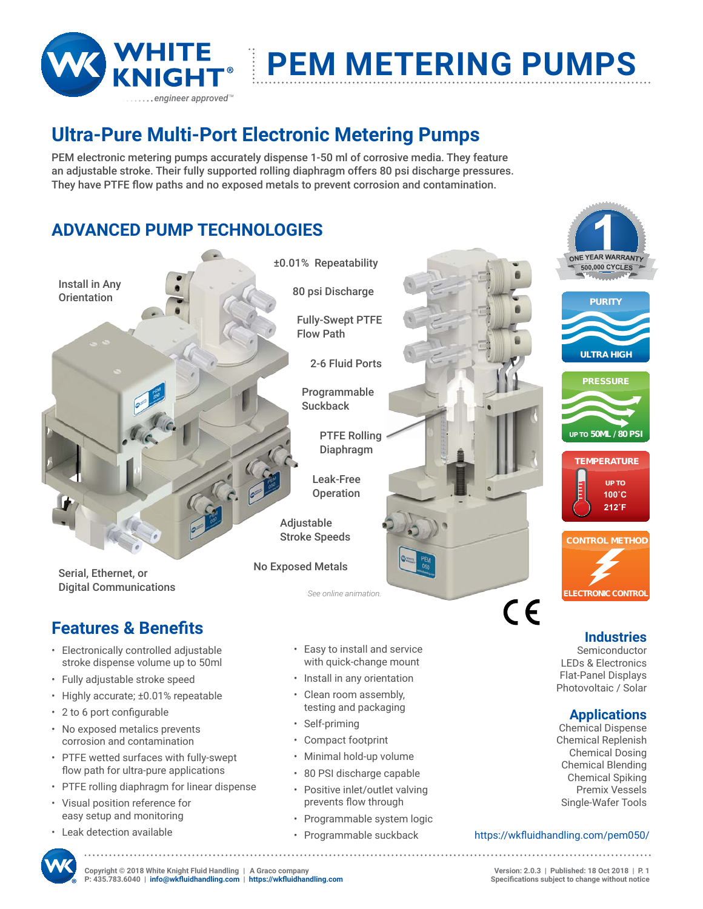# PEM METERING PUMPS

WHITE KNIGHT® engineer approved™

## Ultra-Pure Multi-Port Electronic Metering Pumps

PEM electronic metering pumps accurately dispense 1-50 ml of corrosive media. They feature an adjustable stroke. Their fully supported rolling diaphragm offers 80 psi discharge pressures. They have PTFE flow paths and no exposed metals to prevent corrosion and contamination.

## ADVANCED PUMP TECHNOLOGIES

- Install in Any Orientation
- ±0.01% Repeatability
- 80 psi Discharge
- Fully-Swept PTFE Flow Path
- 2-6 Fluid Ports
- Programmable Suckback
- PTFE Rolling Diaphragm
- Leak-Free Operation
- Adjustable Stroke Speeds
- No Exposed Metals
- Serial, Ethernet, or Digital Communications

*See online animation.*

1 ONE YEAR WARRANTY 500,000 CYCLES

**PURITY** ULTRA HIGH

**PRESSURE** UP TO 50ML / 80 PSI

**TEMPERATURE** UP TO 100˚C 212˚F

**CONTROL METHOD** ELECTRONIC CONTROL

CE

## Features & Benefits

- Electronically controlled adjustable stroke dispense volume up to 50ml
- Fully adjustable stroke speed
- Highly accurate; ±0.01% repeatable
- 2 to 6 port configurable
- No exposed metalics prevents corrosion and contamination
- PTFE wetted surfaces with fully-swept flow path for ultra-pure applications
- PTFE rolling diaphragm for linear dispense
- Visual position reference for easy setup and monitoring
- Leak detection available
- Easy to install and service with quick-change mount
- Install in any orientation
- Clean room assembly, testing and packaging
- Self-priming
- Compact footprint
- Minimal hold-up volume
- 80 PSI discharge capable
- Positive inlet/outlet valving prevents flow through
- Programmable system logic
- Programmable suckback

## Industries

Semiconductor
LEDs & Electronics
Flat-Panel Displays
Photovoltaic / Solar

## Applications

Chemical Dispense
Chemical Replenish
Chemical Dosing
Chemical Blending
Chemical Spiking
Premix Vessels
Single-Wafer Tools

https://wkfluidhandling.com/pem050/

Copyright © 2018 White Knight Fluid Handling | A Graco company
P: 435.783.6040 | info@wkfluidhandling.com | https://wkfluidhandling.com

Version: 2.0.3 | Published: 18 Oct 2018 | P. 1
Specifications subject to change without notice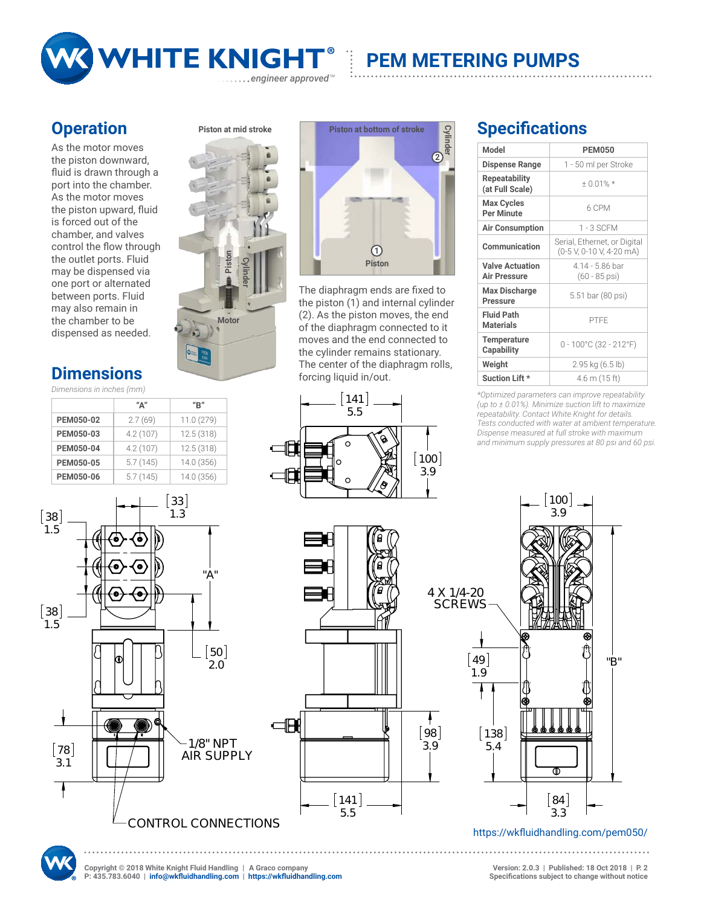# PEM METERING PUMPS

## Operation

As the motor moves the piston downward, fluid is drawn through a port into the chamber. As the motor moves the piston upward, fluid is forced out of the chamber, and valves control the flow through the outlet ports. Fluid may be dispensed via one port or alternated between ports. Fluid may also remain in the chamber to be dispensed as needed.

Piston at mid stroke

Piston

Cylinder

Motor

Piston at bottom of stroke

Cylinder

2

1

Piston

The diaphragm ends are fixed to the piston (1) and internal cylinder (2). As the piston moves, the end of the diaphragm connected to it moves and the end connected to the cylinder remains stationary. The center of the diaphragm rolls, forcing liquid in/out.

## Specifications

| Model | PEM050 |
|---|---|
| Dispense Range | 1 - 50 ml per Stroke |
| Repeatability (at Full Scale) | ± 0.01% * |
| Max Cycles Per Minute | 6 CPM |
| Air Consumption | 1 - 3 SCFM |
| Communication | Serial, Ethernet, or Digital (0-5 V, 0-10 V, 4-20 mA) |
| Valve Actuation Air Pressure | 4.14 - 5.86 bar (60 - 85 psi) |
| Max Discharge Pressure | 5.51 bar (80 psi) |
| Fluid Path Materials | PTFE |
| Temperature Capability | 0 - 100°C (32 - 212°F) |
| Weight | 2.95 kg (6.5 lb) |
| Suction Lift * | 4.6 m (15 ft) |

*\*Optimized parameters can improve repeatability (up to ± 0.01%). Minimize suction lift to maximize repeatability. Contact White Knight for details. Tests conducted with water at ambient temperature. Dispense measured at full stroke with maximum and minimum supply pressures at 80 psi and 60 psi.*

## Dimensions

*Dimensions in inches (mm)*

| | "A" | "B" |
|---|---|---|
| **PEM050-02** | 2.7 (69) | 11.0 (279) |
| **PEM050-03** | 4.2 (107) | 12.5 (318) |
| **PEM050-04** | 4.2 (107) | 12.5 (318) |
| **PEM050-05** | 5.7 (145) | 14.0 (356) |
| **PEM050-06** | 5.7 (145) | 14.0 (356) |

[141] 5.5

[100] 3.9

[38] 1.5

[33] 1.3

"A"

[38] 1.5

[50] 2.0

[78] 3.1

1/8" NPT AIR SUPPLY

CONTROL CONNECTIONS

4 X 1/4-20 SCREWS

[98] 3.9

[141] 5.5

[100] 3.9

[49] 1.9

"B"

[138] 5.4

[84] 3.3

https://wkfluidhandling.com/pem050/

Copyright © 2018 White Knight Fluid Handling | A Graco company
P: 435.783.6040 | info@wkfluidhandling.com | https://wkfluidhandling.com

Version: 2.0.3 | Published: 18 Oct 2018 | P. 2
Specifications subject to change without notice